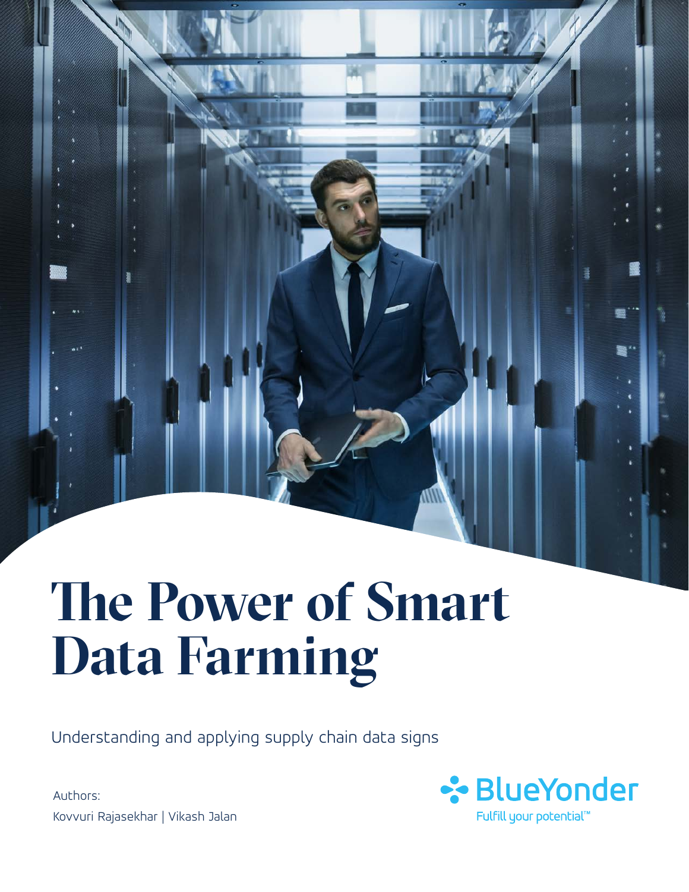# The Power of Smart Data Farming

Understanding and applying supply chain data signs

Authors:

Kovvuri Rajasekhar | Vikash Jalan

BlueYonder

Fulfill your potential™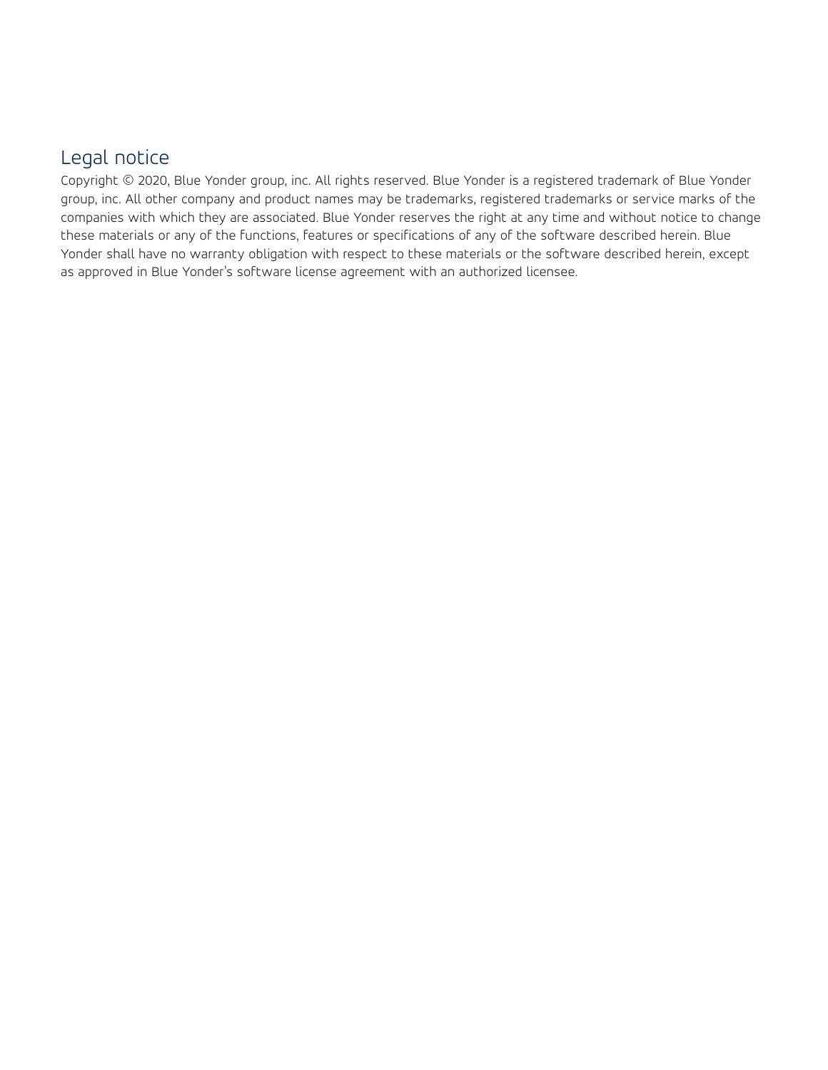## Legal notice

Copyright © 2020, Blue Yonder group, inc. All rights reserved. Blue Yonder is a registered trademark of Blue Yonder group, inc. All other company and product names may be trademarks, registered trademarks or service marks of the companies with which they are associated. Blue Yonder reserves the right at any time and without notice to change these materials or any of the functions, features or specifications of any of the software described herein. Blue Yonder shall have no warranty obligation with respect to these materials or the software described herein, except as approved in Blue Yonder's software license agreement with an authorized licensee.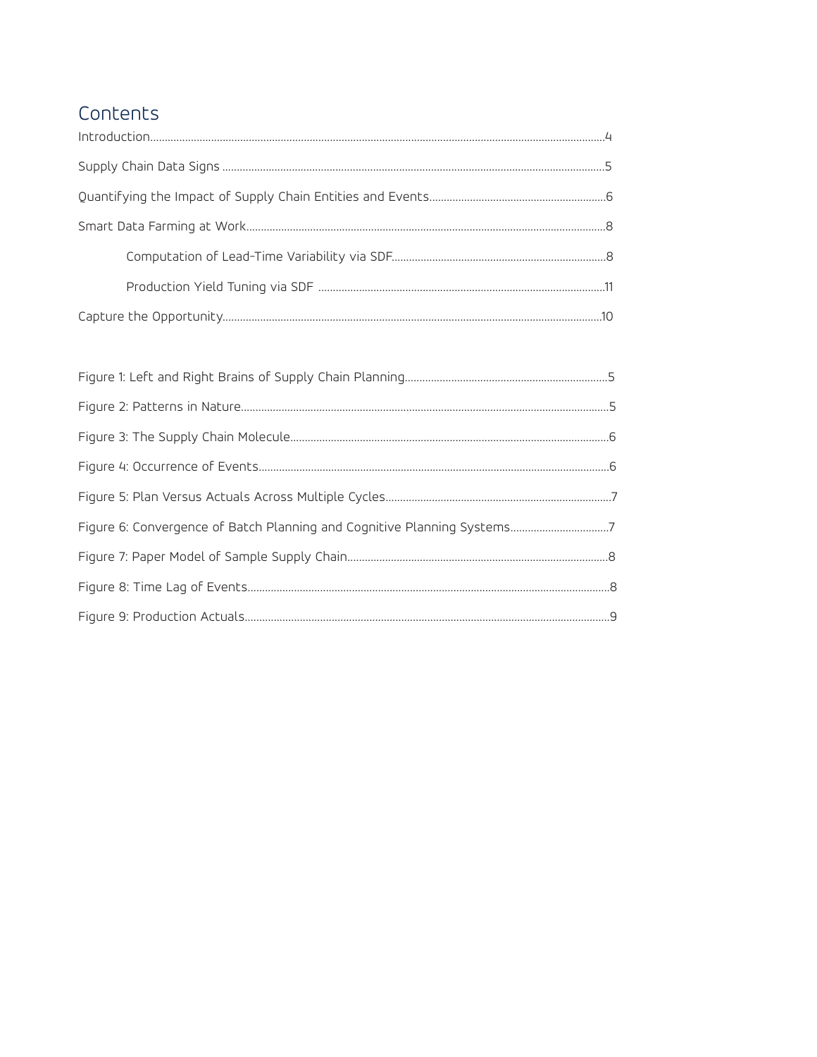## Contents

Introduction....................................................................................................................................................4

Supply Chain Data Signs ..............................................................................................................................5

Quantifying the Impact of Supply Chain Entities and Events.......................................................6

Smart Data Farming at Work......................................................................................................................8

Computation of Lead-Time Variability via SDF.............................................................................8

Production Yield Tuning via SDF .................................................................................................11

Capture the Opportunity.............................................................................................................................10

Figure 1: Left and Right Brains of Supply Chain Planning..............................................................5

Figure 2: Patterns in Nature.........................................................................................................................5

Figure 3: The Supply Chain Molecule.......................................................................................................6

Figure 4: Occurrence of Events..................................................................................................................6

Figure 5: Plan Versus Actuals Across Multiple Cycles.....................................................................7

Figure 6: Convergence of Batch Planning and Cognitive Planning Systems............................7

Figure 7: Paper Model of Sample Supply Chain...................................................................................8

Figure 8: Time Lag of Events.......................................................................................................................8

Figure 9: Production Actuals.......................................................................................................................9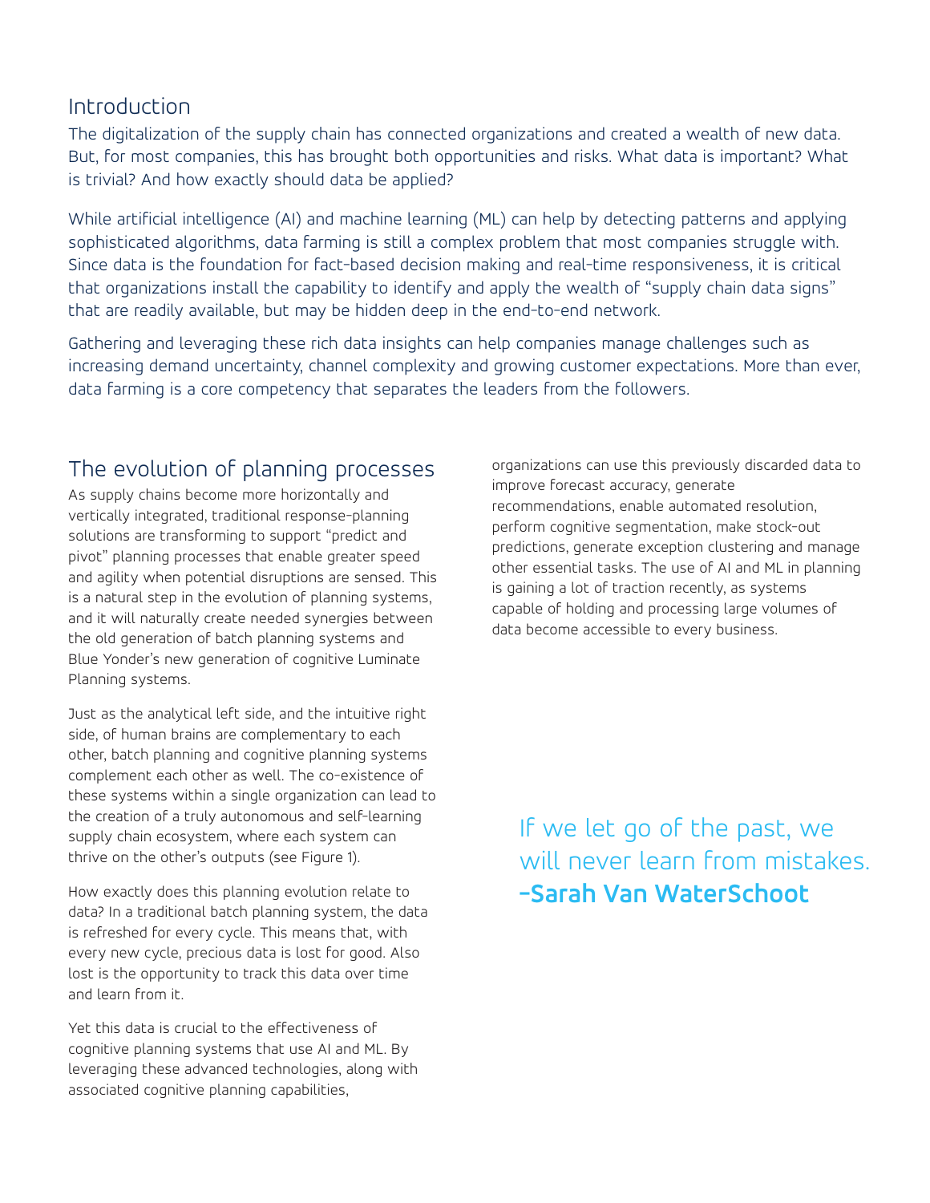## Introduction

The digitalization of the supply chain has connected organizations and created a wealth of new data. But, for most companies, this has brought both opportunities and risks. What data is important? What is trivial? And how exactly should data be applied?

While artificial intelligence (AI) and machine learning (ML) can help by detecting patterns and applying sophisticated algorithms, data farming is still a complex problem that most companies struggle with. Since data is the foundation for fact-based decision making and real-time responsiveness, it is critical that organizations install the capability to identify and apply the wealth of "supply chain data signs" that are readily available, but may be hidden deep in the end-to-end network.

Gathering and leveraging these rich data insights can help companies manage challenges such as increasing demand uncertainty, channel complexity and growing customer expectations. More than ever, data farming is a core competency that separates the leaders from the followers.

## The evolution of planning processes

As supply chains become more horizontally and vertically integrated, traditional response-planning solutions are transforming to support "predict and pivot" planning processes that enable greater speed and agility when potential disruptions are sensed. This is a natural step in the evolution of planning systems, and it will naturally create needed synergies between the old generation of batch planning systems and Blue Yonder's new generation of cognitive Luminate Planning systems.

Just as the analytical left side, and the intuitive right side, of human brains are complementary to each other, batch planning and cognitive planning systems complement each other as well. The co-existence of these systems within a single organization can lead to the creation of a truly autonomous and self-learning supply chain ecosystem, where each system can thrive on the other's outputs (see Figure 1).

How exactly does this planning evolution relate to data? In a traditional batch planning system, the data is refreshed for every cycle. This means that, with every new cycle, precious data is lost for good. Also lost is the opportunity to track this data over time and learn from it.

Yet this data is crucial to the effectiveness of cognitive planning systems that use AI and ML. By leveraging these advanced technologies, along with associated cognitive planning capabilities, organizations can use this previously discarded data to improve forecast accuracy, generate recommendations, enable automated resolution, perform cognitive segmentation, make stock-out predictions, generate exception clustering and manage other essential tasks. The use of AI and ML in planning is gaining a lot of traction recently, as systems capable of holding and processing large volumes of data become accessible to every business.

> If we let go of the past, we will never learn from mistakes.
> **–Sarah Van WaterSchoot**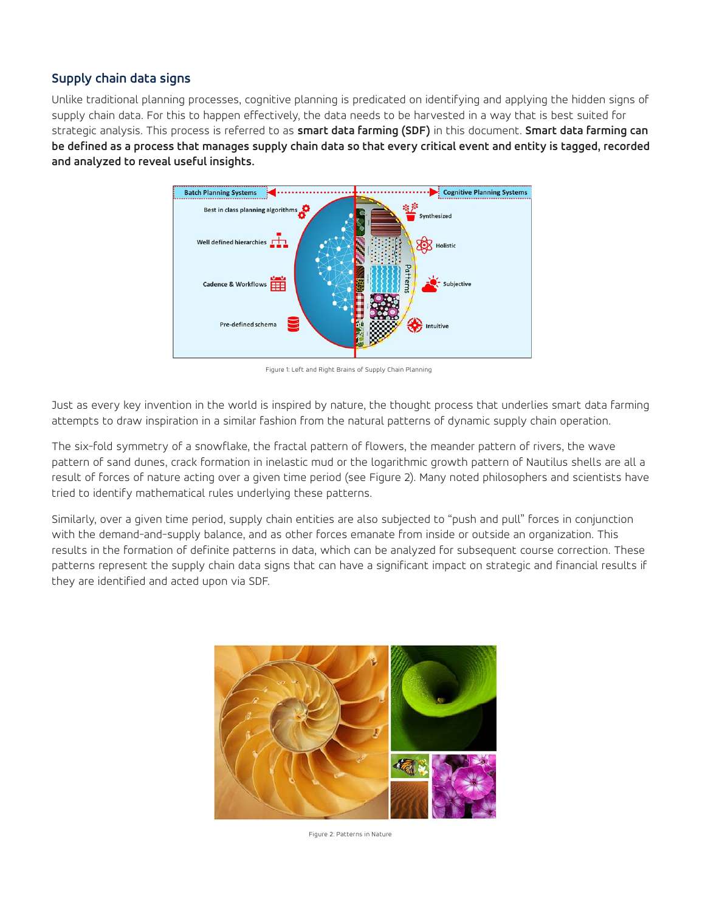## Supply chain data signs

Unlike traditional planning processes, cognitive planning is predicated on identifying and applying the hidden signs of supply chain data. For this to happen effectively, the data needs to be harvested in a way that is best suited for strategic analysis. This process is referred to as **smart data farming (SDF)** in this document. **Smart data farming can be defined as a process that manages supply chain data so that every critical event and entity is tagged, recorded and analyzed to reveal useful insights.**

Figure 1: Left and Right Brains of Supply Chain Planning

Just as every key invention in the world is inspired by nature, the thought process that underlies smart data farming attempts to draw inspiration in a similar fashion from the natural patterns of dynamic supply chain operation.

The six-fold symmetry of a snowflake, the fractal pattern of flowers, the meander pattern of rivers, the wave pattern of sand dunes, crack formation in inelastic mud or the logarithmic growth pattern of Nautilus shells are all a result of forces of nature acting over a given time period (see Figure 2). Many noted philosophers and scientists have tried to identify mathematical rules underlying these patterns.

Similarly, over a given time period, supply chain entities are also subjected to "push and pull" forces in conjunction with the demand-and-supply balance, and as other forces emanate from inside or outside an organization. This results in the formation of definite patterns in data, which can be analyzed for subsequent course correction. These patterns represent the supply chain data signs that can have a significant impact on strategic and financial results if they are identified and acted upon via SDF.

Figure 2: Patterns in Nature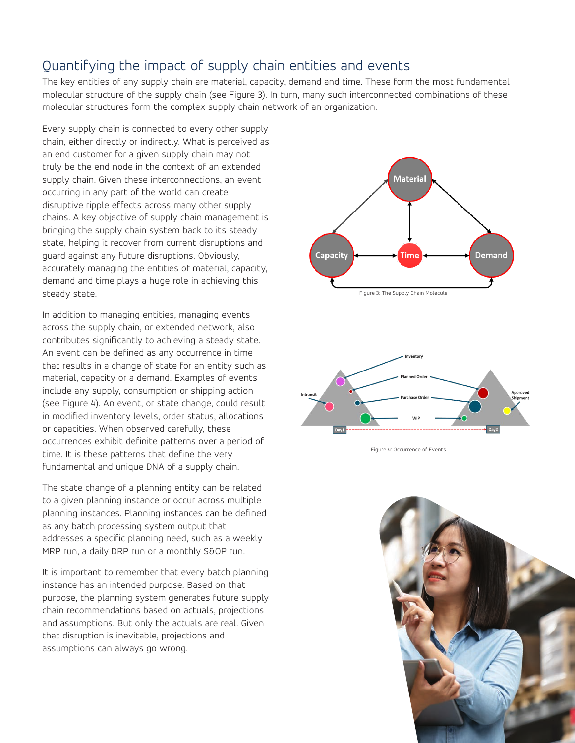## Quantifying the impact of supply chain entities and events

The key entities of any supply chain are material, capacity, demand and time. These form the most fundamental molecular structure of the supply chain (see Figure 3). In turn, many such interconnected combinations of these molecular structures form the complex supply chain network of an organization.

Every supply chain is connected to every other supply chain, either directly or indirectly. What is perceived as an end customer for a given supply chain may not truly be the end node in the context of an extended supply chain. Given these interconnections, an event occurring in any part of the world can create disruptive ripple effects across many other supply chains. A key objective of supply chain management is bringing the supply chain system back to its steady state, helping it recover from current disruptions and guard against any future disruptions. Obviously, accurately managing the entities of material, capacity, demand and time plays a huge role in achieving this steady state.

In addition to managing entities, managing events across the supply chain, or extended network, also contributes significantly to achieving a steady state. An event can be defined as any occurrence in time that results in a change of state for an entity such as material, capacity or a demand. Examples of events include any supply, consumption or shipping action (see Figure 4). An event, or state change, could result in modified inventory levels, order status, allocations or capacities. When observed carefully, these occurrences exhibit definite patterns over a period of time. It is these patterns that define the very fundamental and unique DNA of a supply chain.

The state change of a planning entity can be related to a given planning instance or occur across multiple planning instances. Planning instances can be defined as any batch processing system output that addresses a specific planning need, such as a weekly MRP run, a daily DRP run or a monthly S&OP run.

It is important to remember that every batch planning instance has an intended purpose. Based on that purpose, the planning system generates future supply chain recommendations based on actuals, projections and assumptions. But only the actuals are real. Given that disruption is inevitable, projections and assumptions can always go wrong.

Figure 3: The Supply Chain Molecule

Figure 4: Occurrence of Events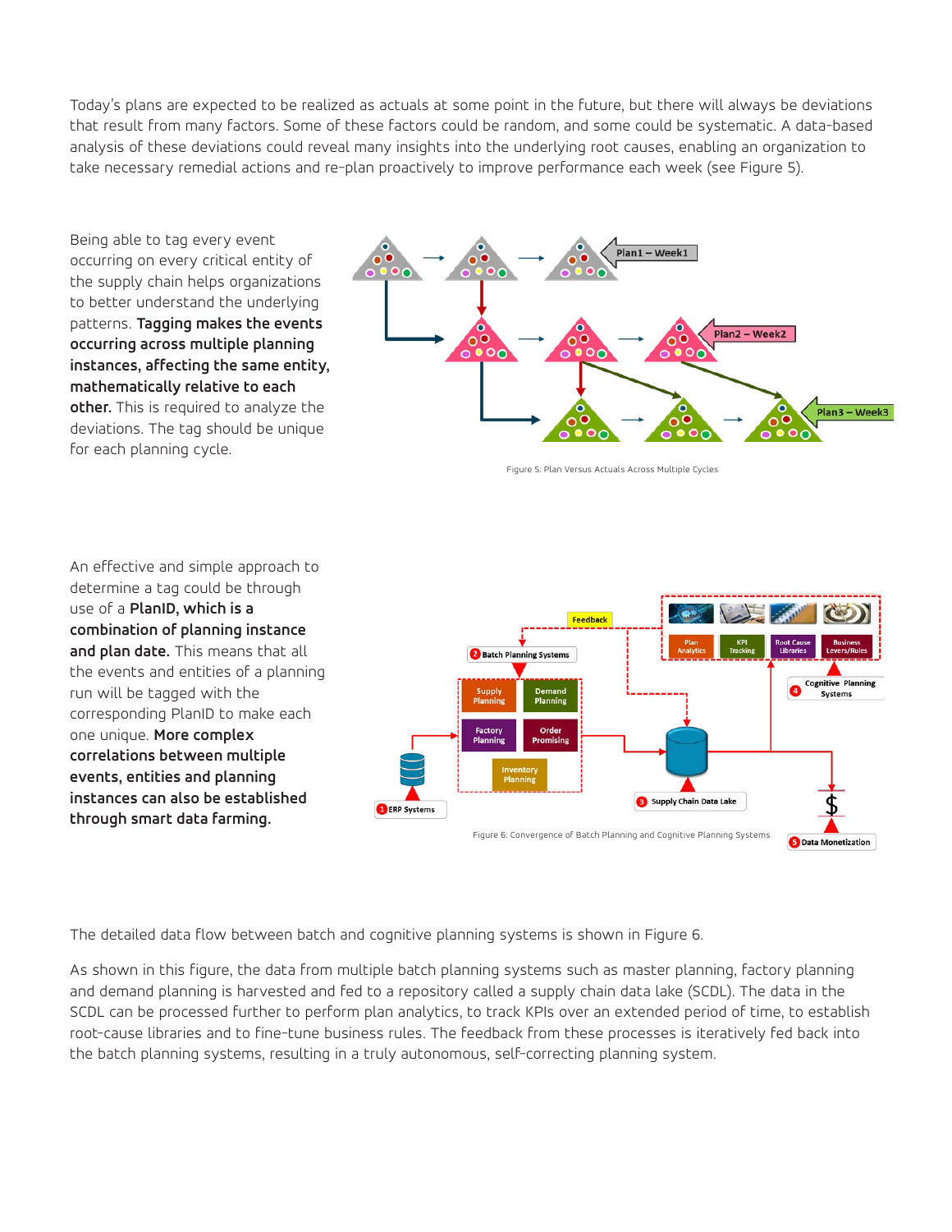Today's plans are expected to be realized as actuals at some point in the future, but there will always be deviations that result from many factors. Some of these factors could be random, and some could be systematic. A data-based analysis of these deviations could reveal many insights into the underlying root causes, enabling an organization to take necessary remedial actions and re-plan proactively to improve performance each week (see Figure 5).

Being able to tag every event occurring on every critical entity of the supply chain helps organizations to better understand the underlying patterns. **Tagging makes the events occurring across multiple planning instances, affecting the same entity, mathematically relative to each other.** This is required to analyze the deviations. The tag should be unique for each planning cycle.

Figure 5: Plan Versus Actuals Across Multiple Cycles

An effective and simple approach to determine a tag could be through use of a **PlanID, which is a combination of planning instance and plan date.** This means that all the events and entities of a planning run will be tagged with the corresponding PlanID to make each one unique. **More complex correlations between multiple events, entities and planning instances can also be established through smart data farming.**

Figure 6: Convergence of Batch Planning and Cognitive Planning Systems

The detailed data flow between batch and cognitive planning systems is shown in Figure 6.

As shown in this figure, the data from multiple batch planning systems such as master planning, factory planning and demand planning is harvested and fed to a repository called a supply chain data lake (SCDL). The data in the SCDL can be processed further to perform plan analytics, to track KPIs over an extended period of time, to establish root-cause libraries and to fine-tune business rules. The feedback from these processes is iteratively fed back into the batch planning systems, resulting in a truly autonomous, self-correcting planning system.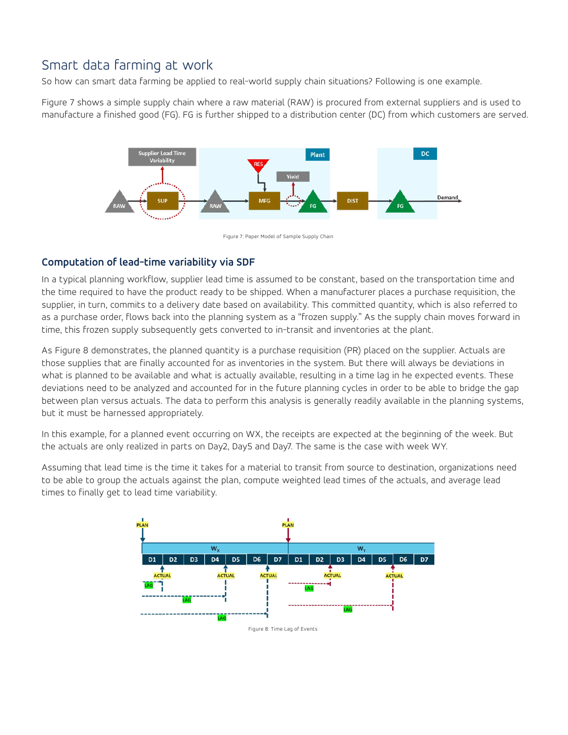# Smart data farming at work

So how can smart data farming be applied to real-world supply chain situations? Following is one example.

Figure 7 shows a simple supply chain where a raw material (RAW) is procured from external suppliers and is used to manufacture a finished good (FG). FG is further shipped to a distribution center (DC) from which customers are served.

Figure 7: Paper Model of Sample Supply Chain

## Computation of lead-time variability via SDF

In a typical planning workflow, supplier lead time is assumed to be constant, based on the transportation time and the time required to have the product ready to be shipped. When a manufacturer places a purchase requisition, the supplier, in turn, commits to a delivery date based on availability. This committed quantity, which is also referred to as a purchase order, flows back into the planning system as a "frozen supply." As the supply chain moves forward in time, this frozen supply subsequently gets converted to in-transit and inventories at the plant.

As Figure 8 demonstrates, the planned quantity is a purchase requisition (PR) placed on the supplier. Actuals are those supplies that are finally accounted for as inventories in the system. But there will always be deviations in what is planned to be available and what is actually available, resulting in a time lag in he expected events. These deviations need to be analyzed and accounted for in the future planning cycles in order to be able to bridge the gap between plan versus actuals. The data to perform this analysis is generally readily available in the planning systems, but it must be harnessed appropriately.

In this example, for a planned event occurring on WX, the receipts are expected at the beginning of the week. But the actuals are only realized in parts on Day2, Day5 and Day7. The same is the case with week WY.

Assuming that lead time is the time it takes for a material to transit from source to destination, organizations need to be able to group the actuals against the plan, compute weighted lead times of the actuals, and average lead times to finally get to lead time variability.

Figure 8: Time Lag of Events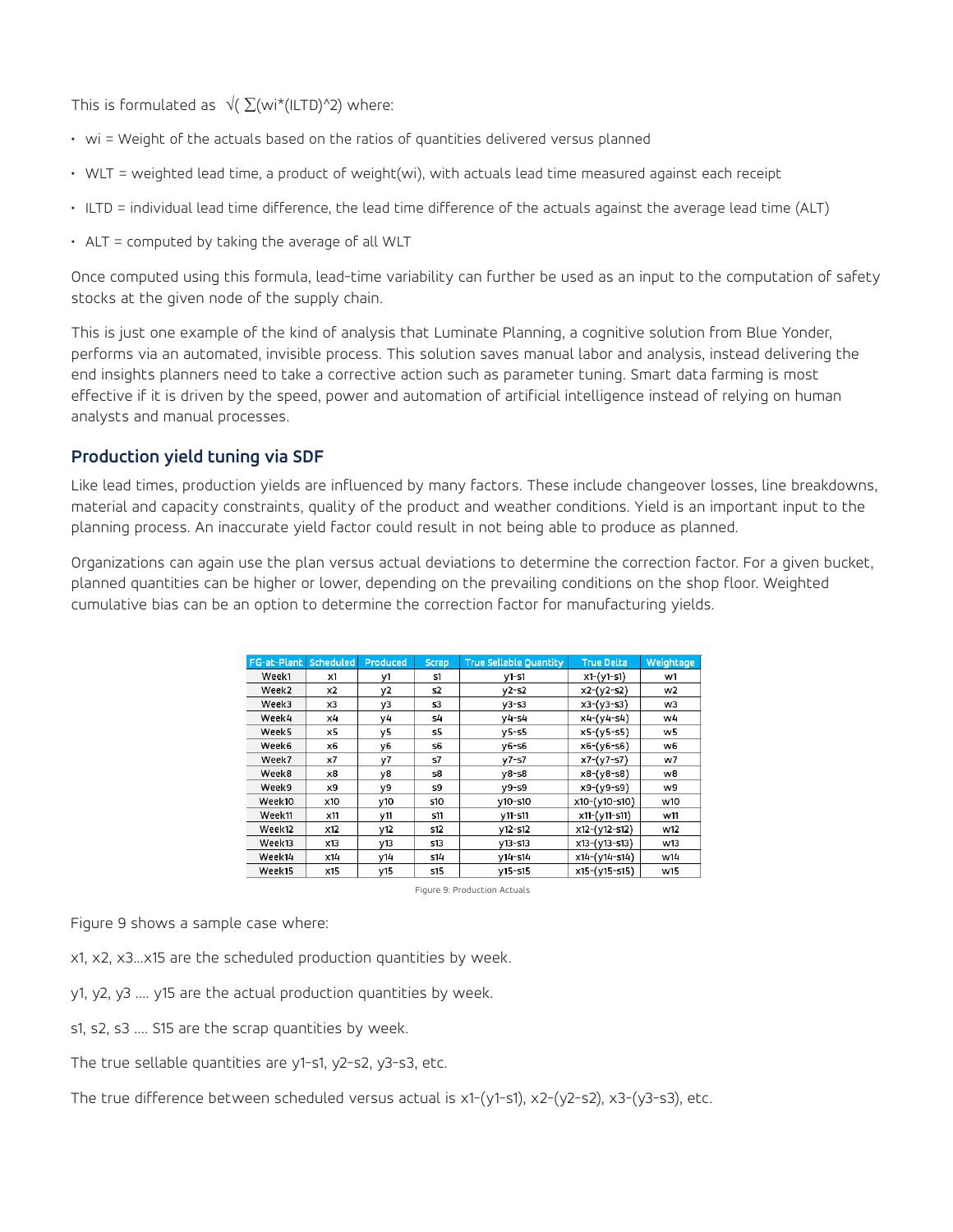This is formulated as $\sqrt{\sum(w_i*(ILTD)^2)}$ where:

- wi = Weight of the actuals based on the ratios of quantities delivered versus planned
- WLT = weighted lead time, a product of weight(wi), with actuals lead time measured against each receipt
- ILTD = individual lead time difference, the lead time difference of the actuals against the average lead time (ALT)
- ALT = computed by taking the average of all WLT

Once computed using this formula, lead-time variability can further be used as an input to the computation of safety stocks at the given node of the supply chain.

This is just one example of the kind of analysis that Luminate Planning, a cognitive solution from Blue Yonder, performs via an automated, invisible process. This solution saves manual labor and analysis, instead delivering the end insights planners need to take a corrective action such as parameter tuning. Smart data farming is most effective if it is driven by the speed, power and automation of artificial intelligence instead of relying on human analysts and manual processes.

## Production yield tuning via SDF

Like lead times, production yields are influenced by many factors. These include changeover losses, line breakdowns, material and capacity constraints, quality of the product and weather conditions. Yield is an important input to the planning process. An inaccurate yield factor could result in not being able to produce as planned.

Organizations can again use the plan versus actual deviations to determine the correction factor. For a given bucket, planned quantities can be higher or lower, depending on the prevailing conditions on the shop floor. Weighted cumulative bias can be an option to determine the correction factor for manufacturing yields.

| FG-at-Plant | Scheduled | Produced | Scrap | True Sellable Quantity | True Delta | Weightage |
|---|---|---|---|---|---|---|
| Week1 | x1 | y1 | s1 | y1-s1 | x1-(y1-s1) | w1 |
| Week2 | x2 | y2 | s2 | y2-s2 | x2-(y2-s2) | w2 |
| Week3 | x3 | y3 | s3 | y3-s3 | x3-(y3-s3) | w3 |
| Week4 | x4 | y4 | s4 | y4-s4 | x4-(y4-s4) | w4 |
| Week5 | x5 | y5 | s5 | y5-s5 | x5-(y5-s5) | w5 |
| Week6 | x6 | y6 | s6 | y6-s6 | x6-(y6-s6) | w6 |
| Week7 | x7 | y7 | s7 | y7-s7 | x7-(y7-s7) | w7 |
| Week8 | x8 | y8 | s8 | y8-s8 | x8-(y8-s8) | w8 |
| Week9 | x9 | y9 | s9 | y9-s9 | x9-(y9-s9) | w9 |
| Week10 | x10 | y10 | s10 | y10-s10 | x10-(y10-s10) | w10 |
| Week11 | x11 | y11 | s11 | y11-s11 | x11-(y11-s11) | w11 |
| Week12 | x12 | y12 | s12 | y12-s12 | x12-(y12-s12) | w12 |
| Week13 | x13 | y13 | s13 | y13-s13 | x13-(y13-s13) | w13 |
| Week14 | x14 | y14 | s14 | y14-s14 | x14-(y14-s14) | w14 |
| Week15 | x15 | y15 | s15 | y15-s15 | x15-(y15-s15) | w15 |

Figure 9: Production Actuals

Figure 9 shows a sample case where:

x1, x2, x3…x15 are the scheduled production quantities by week.

y1, y2, y3 …. y15 are the actual production quantities by week.

s1, s2, s3 …. S15 are the scrap quantities by week.

The true sellable quantities are y1-s1, y2-s2, y3-s3, etc.

The true difference between scheduled versus actual is x1-(y1-s1), x2-(y2-s2), x3-(y3-s3), etc.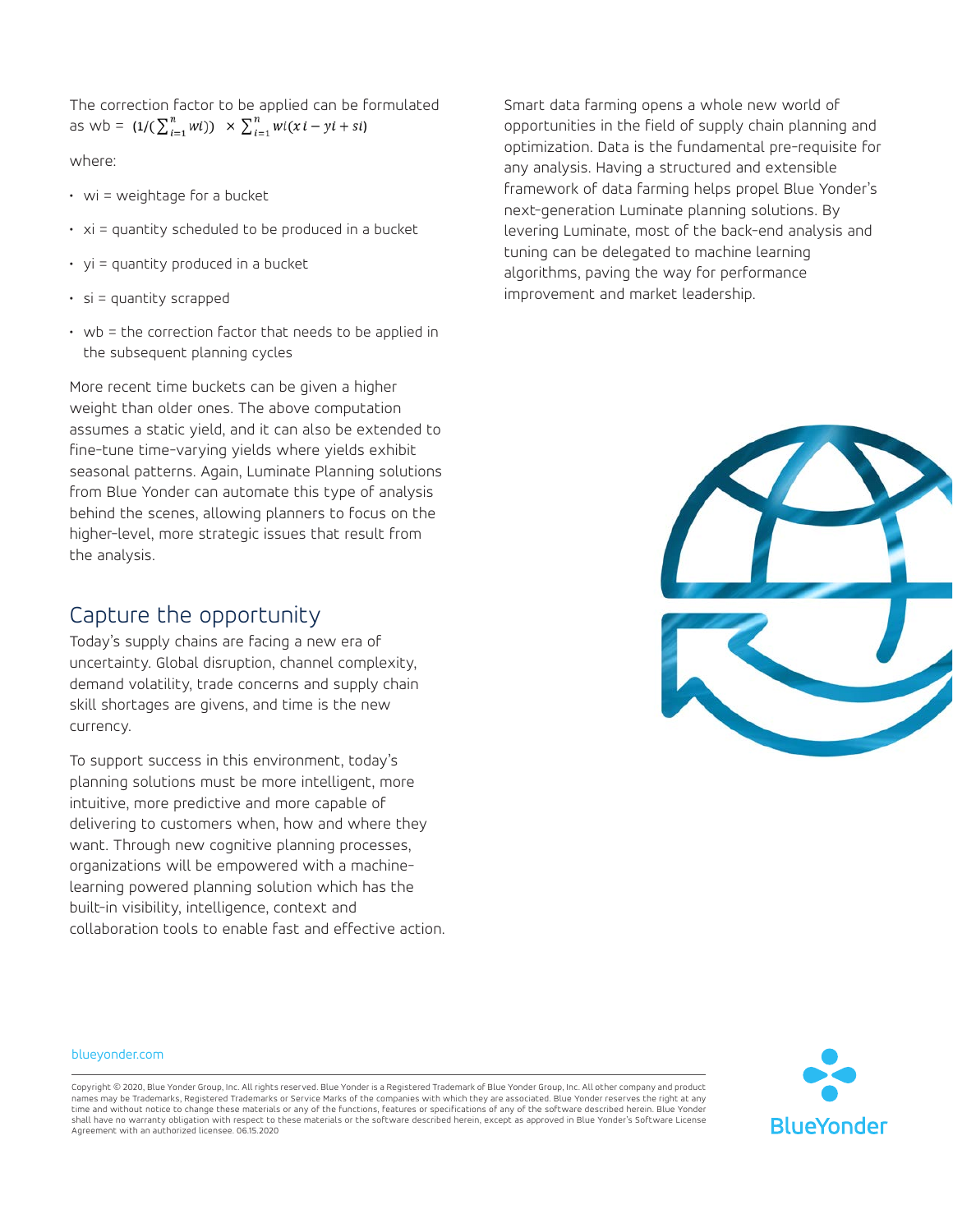The correction factor to be applied can be formulated as wb = $(1/(\sum_{i=1}^{n} wi)) \times \sum_{i=1}^{n} wi(xi - yi + si)$

where:

- wi = weightage for a bucket
- xi = quantity scheduled to be produced in a bucket
- yi = quantity produced in a bucket
- si = quantity scrapped
- wb = the correction factor that needs to be applied in the subsequent planning cycles

More recent time buckets can be given a higher weight than older ones. The above computation assumes a static yield, and it can also be extended to fine-tune time-varying yields where yields exhibit seasonal patterns. Again, Luminate Planning solutions from Blue Yonder can automate this type of analysis behind the scenes, allowing planners to focus on the higher-level, more strategic issues that result from the analysis.

## Capture the opportunity

Today's supply chains are facing a new era of uncertainty. Global disruption, channel complexity, demand volatility, trade concerns and supply chain skill shortages are givens, and time is the new currency.

To support success in this environment, today's planning solutions must be more intelligent, more intuitive, more predictive and more capable of delivering to customers when, how and where they want. Through new cognitive planning processes, organizations will be empowered with a machine-learning powered planning solution which has the built-in visibility, intelligence, context and collaboration tools to enable fast and effective action.

Smart data farming opens a whole new world of opportunities in the field of supply chain planning and optimization. Data is the fundamental pre-requisite for any analysis. Having a structured and extensible framework of data farming helps propel Blue Yonder's next-generation Luminate planning solutions. By levering Luminate, most of the back-end analysis and tuning can be delegated to machine learning algorithms, paving the way for performance improvement and market leadership.

blueyonder.com

Copyright © 2020, Blue Yonder Group, Inc. All rights reserved. Blue Yonder is a Registered Trademark of Blue Yonder Group, Inc. All other company and product names may be Trademarks, Registered Trademarks or Service Marks of the companies with which they are associated. Blue Yonder reserves the right at any time and without notice to change these materials or any of the functions, features or specifications of any of the software described herein. Blue Yonder shall have no warranty obligation with respect to these materials or the software described herein, except as approved in Blue Yonder's Software License Agreement with an authorized licensee. 06.15.2020

BlueYonder